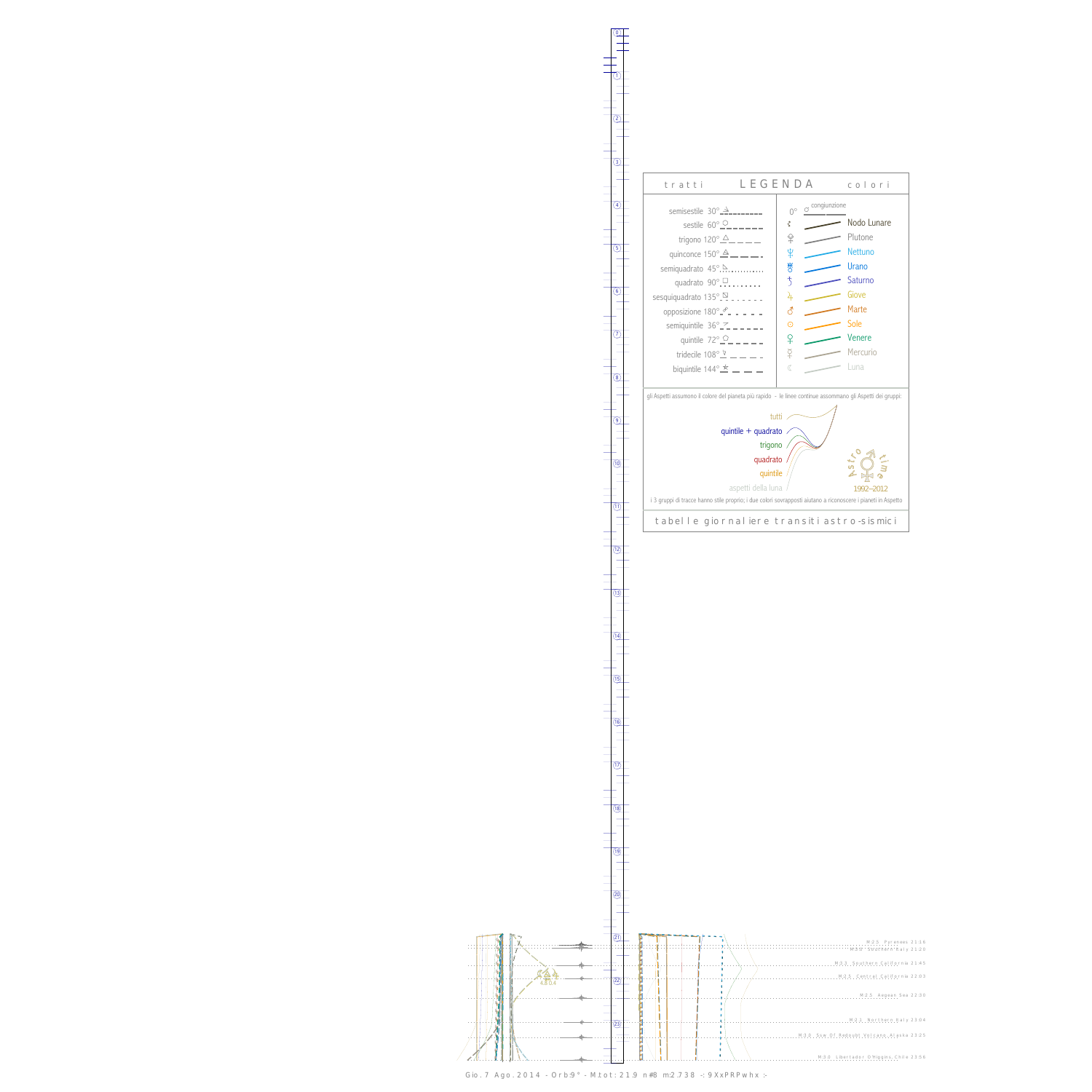# LEGENDA

| tratti | | colori | |
|---|---|---|---|
| semisestile 30° | | 0° congiunzione | |
| sestile 60° | | ☊ | Nodo Lunare |
| trigono 120° | | ♇ | Plutone |
| quinconce 150° | | ♆ | Nettuno |
| semiquadrato 45° | | ♅ | Urano |
| quadrato 90° | | ♄ | Saturno |
| sesquiquadrato 135° | | ♃ | Giove |
| opposizione 180° | | ♂ | Marte |
| semiquintile 36° | | ☉ | Sole |
| quintile 72° | | ♀ | Venere |
| tridecile 108° | | ☿ | Mercurio |
| biquintile 144° | | ☾ | Luna |

gli Aspetti assumono il colore del pianeta più rapido - le linee continue assommano gli Aspetti dei gruppi:

- tutti
- quintile + quadrato
- trigono
- quadrato
- quintile
- aspetti della luna

Astro time 1992–2012

i 3 gruppi di tracce hanno stile proprio; i due colori sovrapposti aiutano a riconoscere i pianeti in Aspetto

tabelle giornaliere transiti astro-sismici

M:2.5 Pyrenees 21:16
M:3.0 Southern Italy 21:20
M:3.3 Southern California 21:45
M:2.5 Central California 22:03
M:2.5 Aegean Sea 22:30
M:2.1 Northern Italy 23:04
M:3.0 Ssw Of Redoubt Volcano Alaska 23:25
M:3.0 Libertador O'Higgins Chile 23:56

4.8 0.4

Gio. 7 Ago. 2014 - Orb:9° - M.tot: 21.9 n#8 m:2.738 -: 9XxPRPwhx :-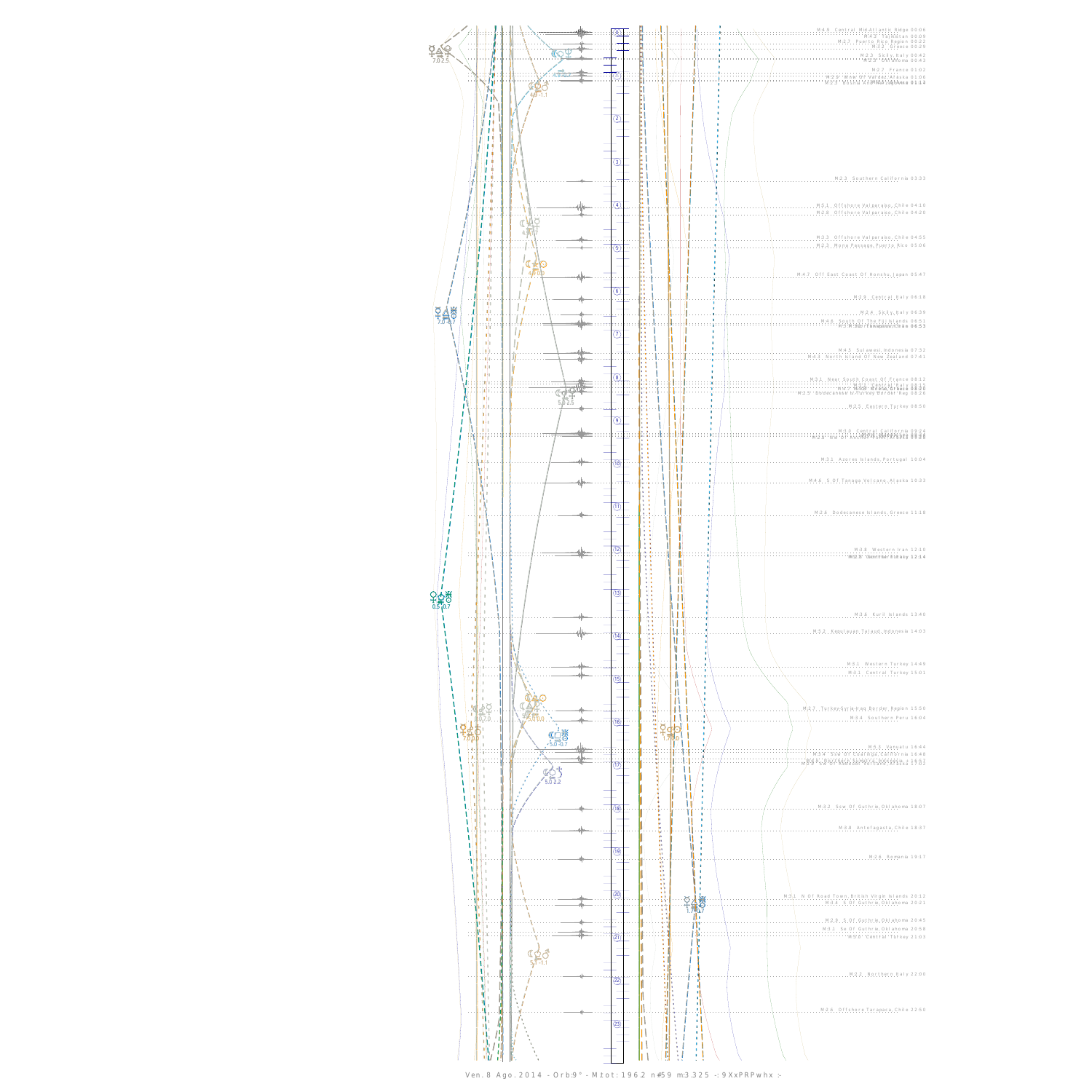M 4.9 Central Mid-Atlantic Ridge 00:06
M 4.5 Tajikistan 00:09
M 2.7 Puerto Rico Region 00:22
M 2.5 Greece 00:29
M 2.3 Sicily, Italy 00:42
M 2.7 Oklahoma 00:43
M 2.7 France 01:02
M 2.5 Near Of Valdez, Alaska 01:06
M 2.3 Bosnia And Herzegovina 01:14
M 2.3 Southern California 03:33
M 5.1 Offshore Valparaiso, Chile 04:10
M 2.8 Offshore Valparaiso, Chile 04:20
M 3.3 Offshore Valparaiso, Chile 04:55
M 2.3 Mona Passage, Puerto Rico 05:06
M 4.7 Off East Coast Of Honshu, Japan 05:47
M 2.9 Central Italy 06:18
M 2.4 Sicily, Italy 06:39
M 4.6 South Of The Fiji Islands 06:51
M 3.9 Tarapaca, Chile 06:53
M 4.5 Sulawesi, Indonesia 07:32
M 4.3 North Island Of New Zealand 07:41
M 3.1 Near South Coast Of France 08:12
M 2.7 Central Italy 08:15
M 2.7 Greece 08:20
M 2.5 Dodecanese Is.-Turkey Border Reg 08:25
M 2.5 Eastern Turkey 08:50
M 3.0 Central California 09:24
M 3.2 Nw Of Andreanof Islands 09:30
M 3.1 Azores Islands, Portugal 10:04
M 4.6 S Of Tanaga Volcano, Alaska 10:33
M 2.6 Dodecanese Islands, Greece 11:18
M 3.8 Western Iran 12:10
M 2.5 Central Italy 12:14
M 3.8 Kuril Islands 13:40
M 5.2 Kepulauan Talaud, Indonesia 14:03
M 3.1 Western Turkey 14:49
M 3.1 Central Turkey 15:01
M 2.7 Turkey-Syria-Iraq Border Region 15:50
M 3.4 Southern Peru 16:04
M 5.3 Vanuatu 16:44
M 3.4 Ssw Of Cantwell, Alaska 16:48
M 2.5 Sw Of Kodiak, Alaska 17:02
M 3.2 Ssw Of Guthrie, Oklahoma 18:07
M 3.8 Antofagasta, Chile 18:37
M 2.6 Romania 19:17
M 3.1 N Of Road Town, British Virgin Islands 20:12
M 3.4 S Of Guthrie, Oklahoma 20:21
M 2.9 S Of Guthrie, Oklahoma 20:45
M 3.1 Se Of Guthrie, Oklahoma 20:58
M 2.6 Central Turkey 21:03
M 2.2 Northern Italy 22:00
M 2.6 Offshore Tarapaca, Chile 22:50

Ven. 8 Ago. 2014 - Orb:9° - M.tot: 196.2 n#59 m:3.325 -: 9XxPRPwhx :-